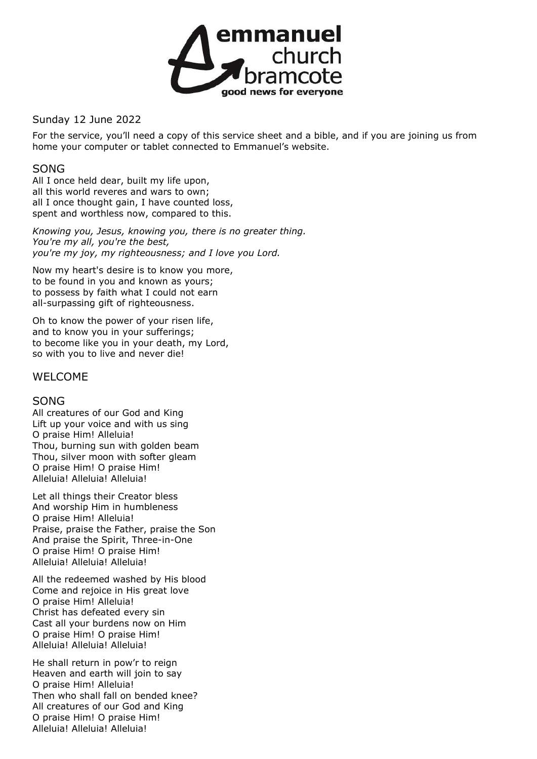emmanuel church bramcote
good news for everyone

Sunday 12 June 2022

For the service, you'll need a copy of this service sheet and a bible, and if you are joining us from home your computer or tablet connected to Emmanuel's website.

## SONG

All I once held dear, built my life upon,
all this world reveres and wars to own;
all I once thought gain, I have counted loss,
spent and worthless now, compared to this.

*Knowing you, Jesus, knowing you, there is no greater thing.*
*You're my all, you're the best,*
*you're my joy, my righteousness; and I love you Lord.*

Now my heart's desire is to know you more,
to be found in you and known as yours;
to possess by faith what I could not earn
all-surpassing gift of righteousness.

Oh to know the power of your risen life,
and to know you in your sufferings;
to become like you in your death, my Lord,
so with you to live and never die!

## WELCOME

## SONG

All creatures of our God and King
Lift up your voice and with us sing
O praise Him! Alleluia!
Thou, burning sun with golden beam
Thou, silver moon with softer gleam
O praise Him! O praise Him!
Alleluia! Alleluia! Alleluia!

Let all things their Creator bless
And worship Him in humbleness
O praise Him! Alleluia!
Praise, praise the Father, praise the Son
And praise the Spirit, Three-in-One
O praise Him! O praise Him!
Alleluia! Alleluia! Alleluia!

All the redeemed washed by His blood
Come and rejoice in His great love
O praise Him! Alleluia!
Christ has defeated every sin
Cast all your burdens now on Him
O praise Him! O praise Him!
Alleluia! Alleluia! Alleluia!

He shall return in pow'r to reign
Heaven and earth will join to say
O praise Him! Alleluia!
Then who shall fall on bended knee?
All creatures of our God and King
O praise Him! O praise Him!
Alleluia! Alleluia! Alleluia!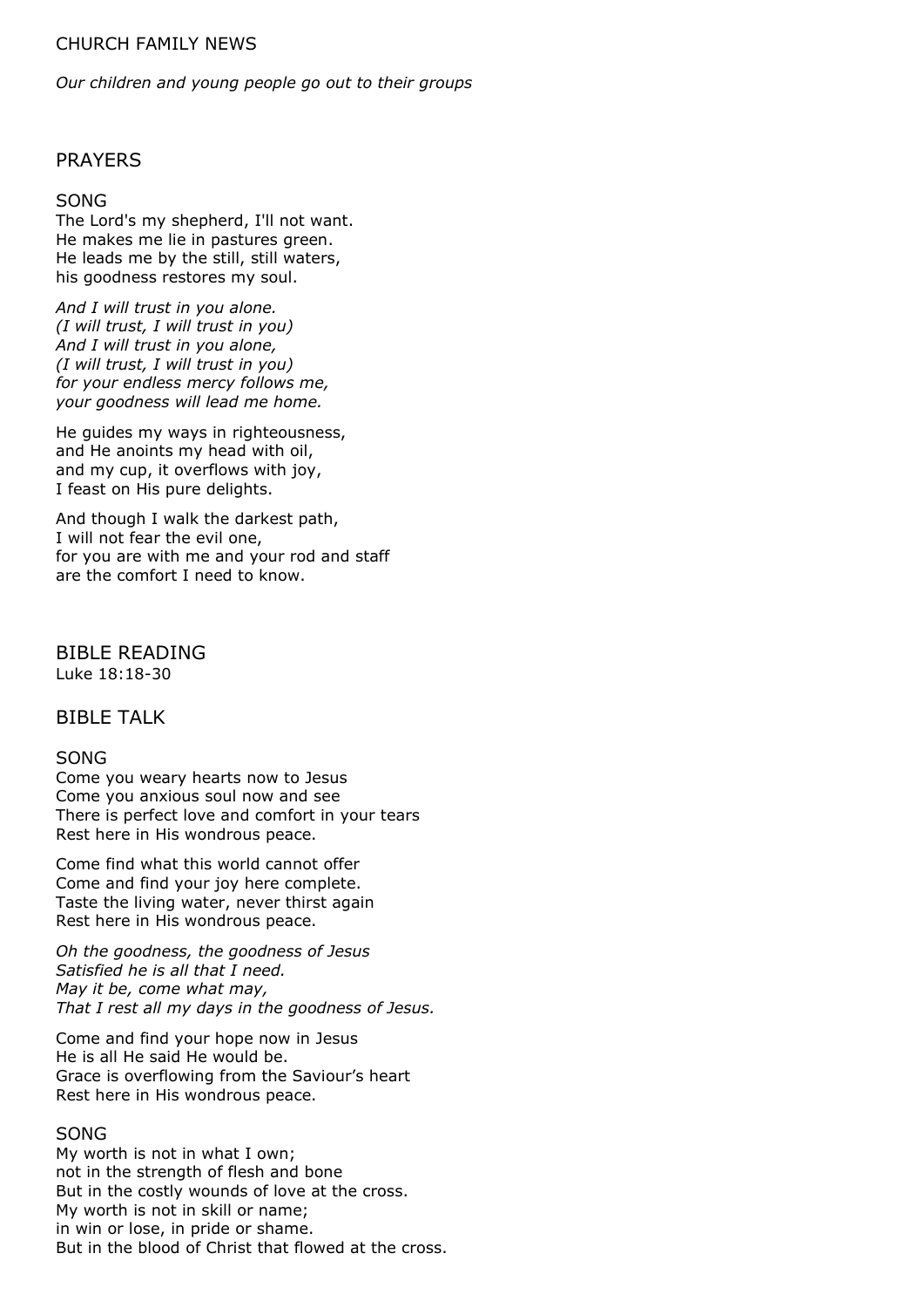## CHURCH FAMILY NEWS

*Our children and young people go out to their groups*

## PRAYERS

## SONG

The Lord's my shepherd, I'll not want.
He makes me lie in pastures green.
He leads me by the still, still waters,
his goodness restores my soul.

*And I will trust in you alone.*
*(I will trust, I will trust in you)*
*And I will trust in you alone,*
*(I will trust, I will trust in you)*
*for your endless mercy follows me,*
*your goodness will lead me home.*

He guides my ways in righteousness,
and He anoints my head with oil,
and my cup, it overflows with joy,
I feast on His pure delights.

And though I walk the darkest path,
I will not fear the evil one,
for you are with me and your rod and staff
are the comfort I need to know.

## BIBLE READING

Luke 18:18-30

## BIBLE TALK

## SONG

Come you weary hearts now to Jesus
Come you anxious soul now and see
There is perfect love and comfort in your tears
Rest here in His wondrous peace.

Come find what this world cannot offer
Come and find your joy here complete.
Taste the living water, never thirst again
Rest here in His wondrous peace.

*Oh the goodness, the goodness of Jesus*
*Satisfied he is all that I need.*
*May it be, come what may,*
*That I rest all my days in the goodness of Jesus.*

Come and find your hope now in Jesus
He is all He said He would be.
Grace is overflowing from the Saviour's heart
Rest here in His wondrous peace.

## SONG

My worth is not in what I own;
not in the strength of flesh and bone
But in the costly wounds of love at the cross.
My worth is not in skill or name;
in win or lose, in pride or shame.
But in the blood of Christ that flowed at the cross.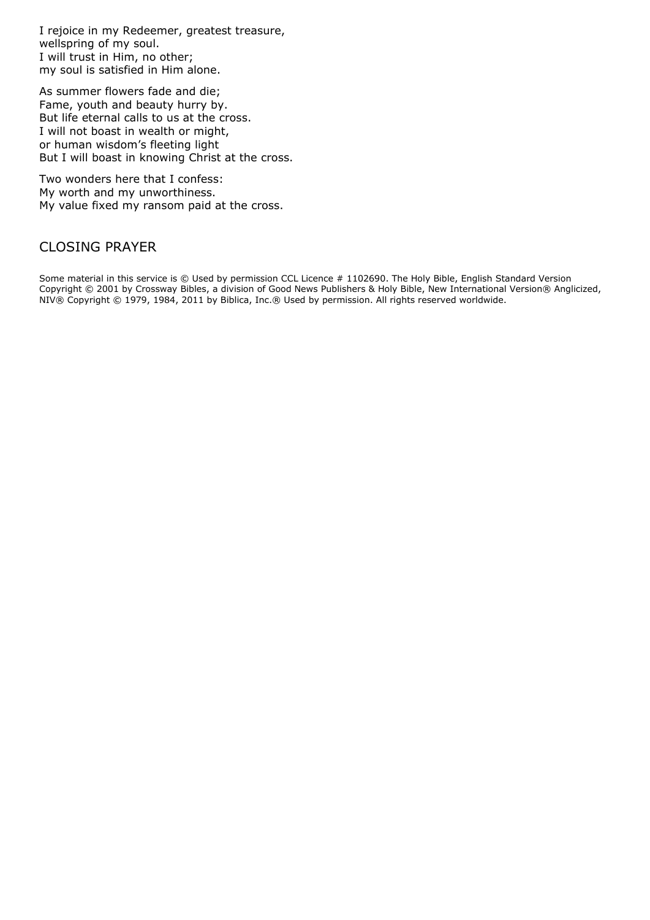I rejoice in my Redeemer, greatest treasure,
wellspring of my soul.
I will trust in Him, no other;
my soul is satisfied in Him alone.

As summer flowers fade and die;
Fame, youth and beauty hurry by.
But life eternal calls to us at the cross.
I will not boast in wealth or might,
or human wisdom's fleeting light
But I will boast in knowing Christ at the cross.

Two wonders here that I confess:
My worth and my unworthiness.
My value fixed my ransom paid at the cross.

## CLOSING PRAYER

Some material in this service is © Used by permission CCL Licence # 1102690. The Holy Bible, English Standard Version Copyright © 2001 by Crossway Bibles, a division of Good News Publishers & Holy Bible, New International Version® Anglicized, NIV® Copyright © 1979, 1984, 2011 by Biblica, Inc.® Used by permission. All rights reserved worldwide.